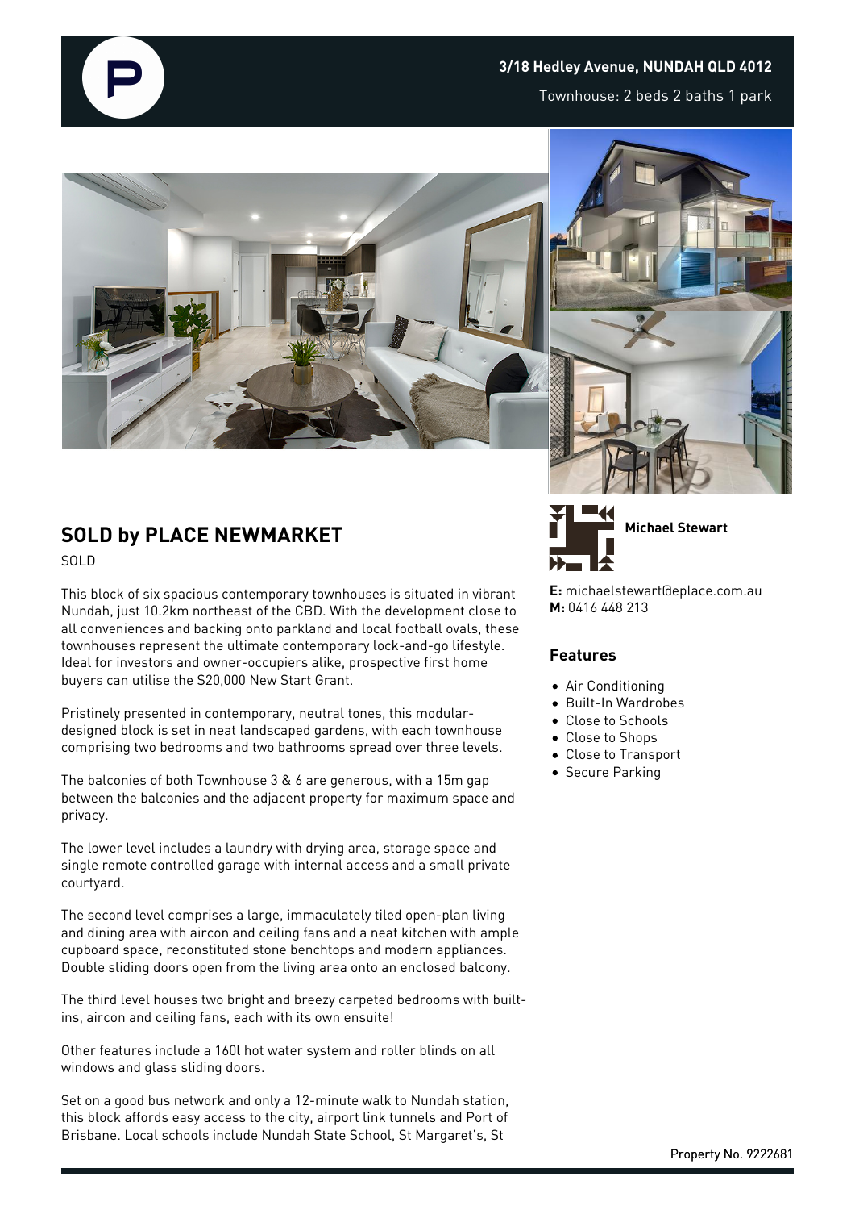**3/18 Hedley Avenue, NUNDAH QLD 4012**

Townhouse: 2 beds 2 baths 1 park

## SOLD by PLACE NEWMARKET

SOLD

This block of six spacious contemporary townhouses is situated in vibrant Nundah, just 10.2km northeast of the CBD. With the development close to all conveniences and backing onto parkland and local football ovals, these townhouses represent the ultimate contemporary lock-and-go lifestyle. Ideal for investors and owner-occupiers alike, prospective first home buyers can utilise the $20,000 New Start Grant.

Pristinely presented in contemporary, neutral tones, this modular-designed block is set in neat landscaped gardens, with each townhouse comprising two bedrooms and two bathrooms spread over three levels.

The balconies of both Townhouse 3 & 6 are generous, with a 15m gap between the balconies and the adjacent property for maximum space and privacy.

The lower level includes a laundry with drying area, storage space and single remote controlled garage with internal access and a small private courtyard.

The second level comprises a large, immaculately tiled open-plan living and dining area with aircon and ceiling fans and a neat kitchen with ample cupboard space, reconstituted stone benchtops and modern appliances. Double sliding doors open from the living area onto an enclosed balcony.

The third level houses two bright and breezy carpeted bedrooms with built-ins, aircon and ceiling fans, each with its own ensuite!

Other features include a 160l hot water system and roller blinds on all windows and glass sliding doors.

Set on a good bus network and only a 12-minute walk to Nundah station, this block affords easy access to the city, airport link tunnels and Port of Brisbane. Local schools include Nundah State School, St Margaret's, St

**Michael Stewart**

**E:** michaelstewart@eplace.com.au
**M:** 0416 448 213

### Features

- Air Conditioning
- Built-In Wardrobes
- Close to Schools
- Close to Shops
- Close to Transport
- Secure Parking

Property No. 9222681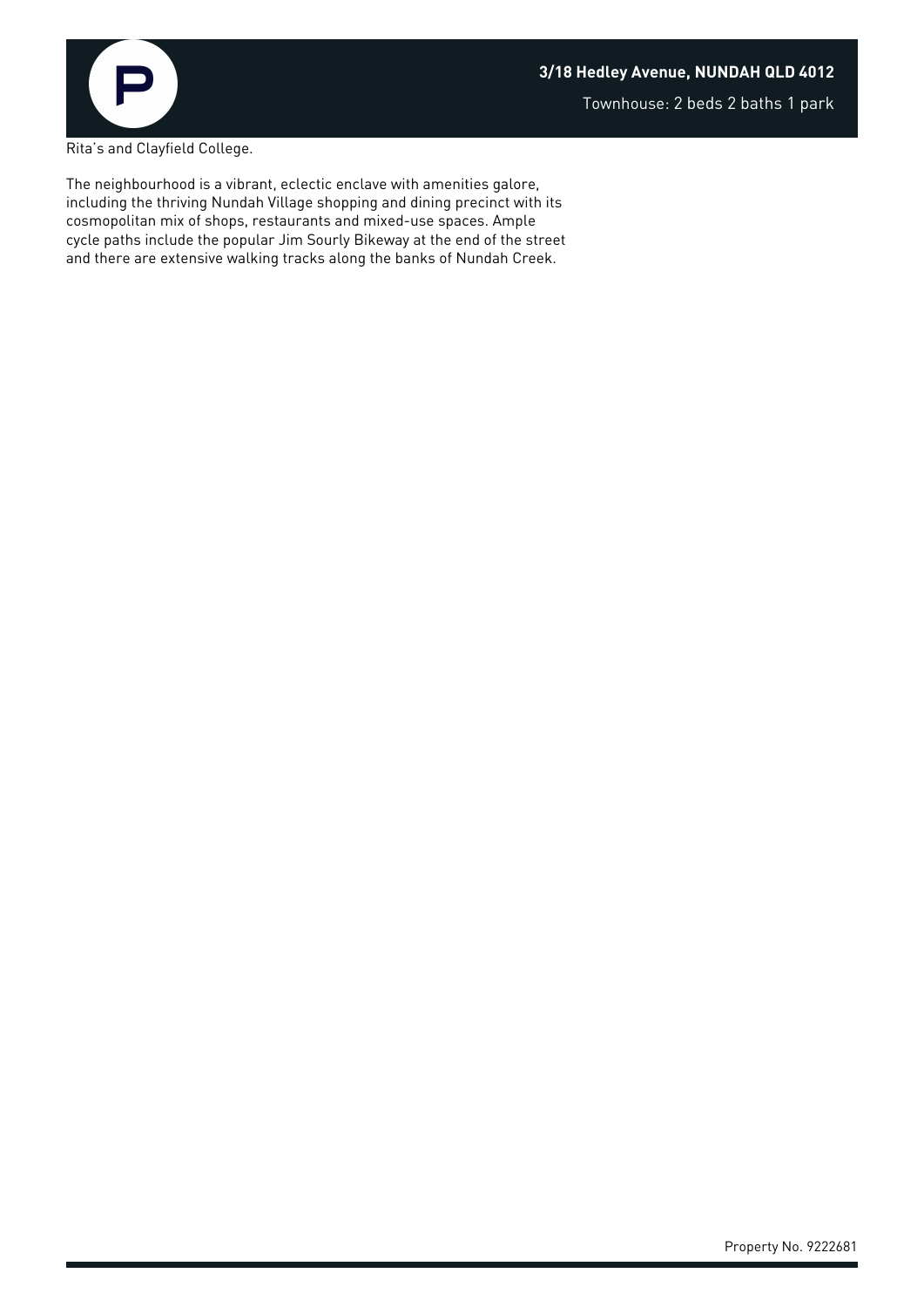Rita's and Clayfield College.

The neighbourhood is a vibrant, eclectic enclave with amenities galore, including the thriving Nundah Village shopping and dining precinct with its cosmopolitan mix of shops, restaurants and mixed-use spaces. Ample cycle paths include the popular Jim Sourly Bikeway at the end of the street and there are extensive walking tracks along the banks of Nundah Creek.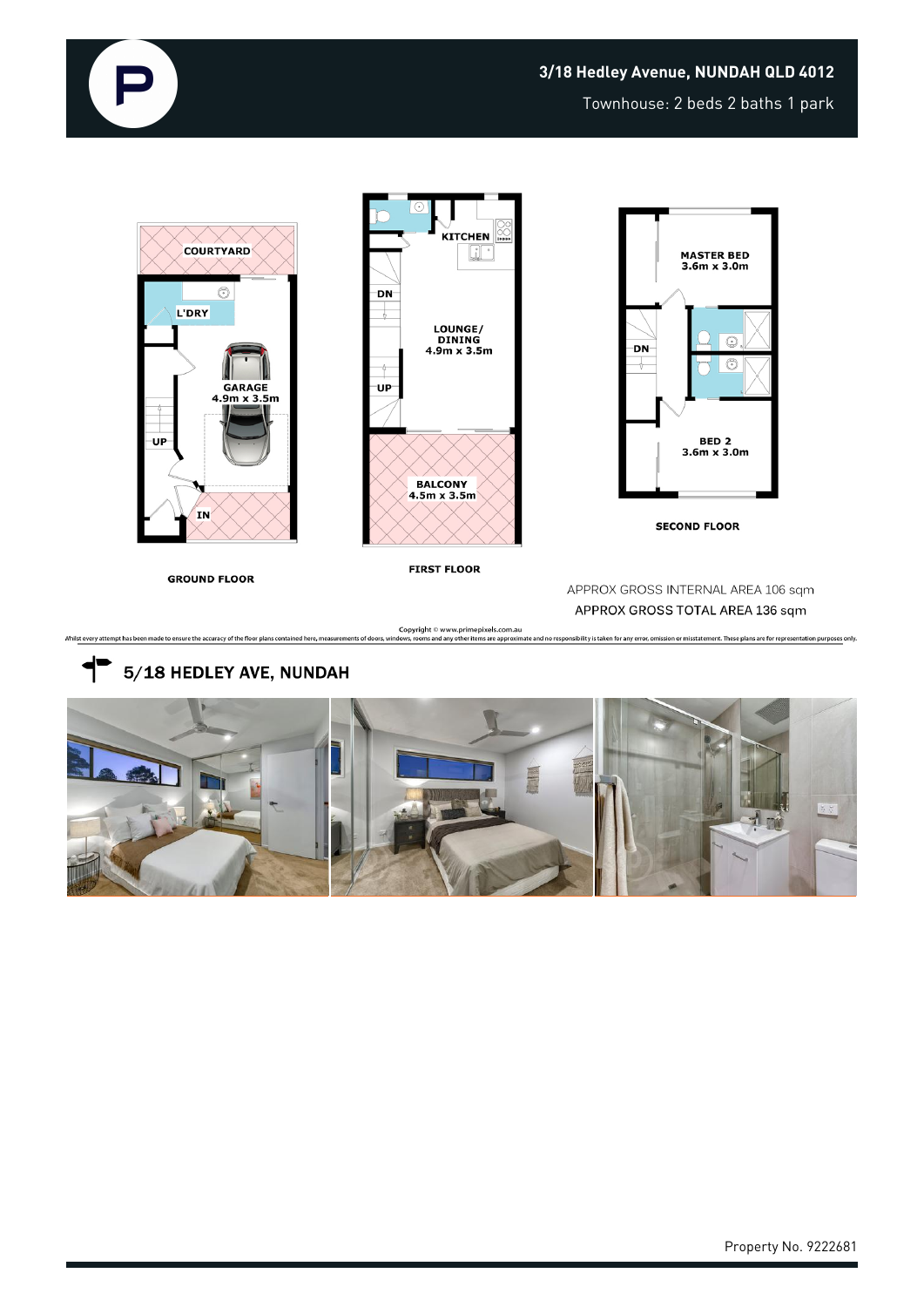**3/18 Hedley Avenue, NUNDAH QLD 4012**

Townhouse: 2 beds 2 baths 1 park

COURTYARD

L'DRY

GARAGE
4.9m x 3.5m

UP

IN

GROUND FLOOR

KITCHEN

DN

LOUNGE/
DINING
4.9m x 3.5m

UP

BALCONY
4.5m x 3.5m

FIRST FLOOR

MASTER BED
3.6m x 3.0m

DN

BED 2
3.6m x 3.0m

SECOND FLOOR

APPROX GROSS INTERNAL AREA 106 sqm

APPROX GROSS TOTAL AREA 136 sqm

Copyright © www.primepixels.com.au

Whilst every attempt has been made to ensure the accuracy of the floor plans contained here, measurements of doors, windows, rooms and any other items are approximate and no responsibility is taken for any error, omission or misstatement. These plans are for representation purposes only.

## 5/18 HEDLEY AVE, NUNDAH

Property No. 9222681